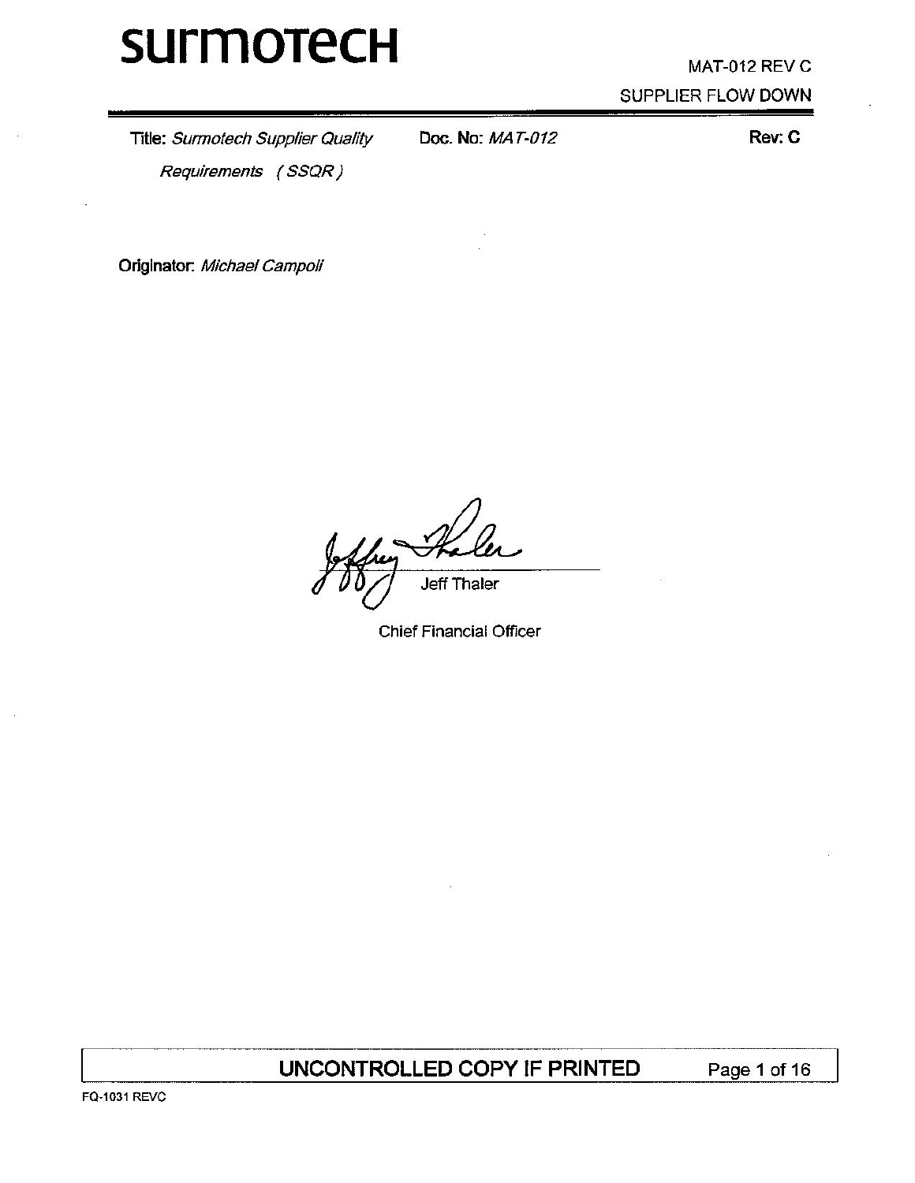# surmotech

MAT-012 REV C

SUPPLIER FLOW DOWN

**Title:** *Surmotech Supplier Quality Requirements (SSQR)*

**Doc. No:** *MAT-012*

**Rev: C**

**Originator:** *Michael Campoli*

Jeff Thaler

Chief Financial Officer

**UNCONTROLLED COPY IF PRINTED**

FQ-1031 REVC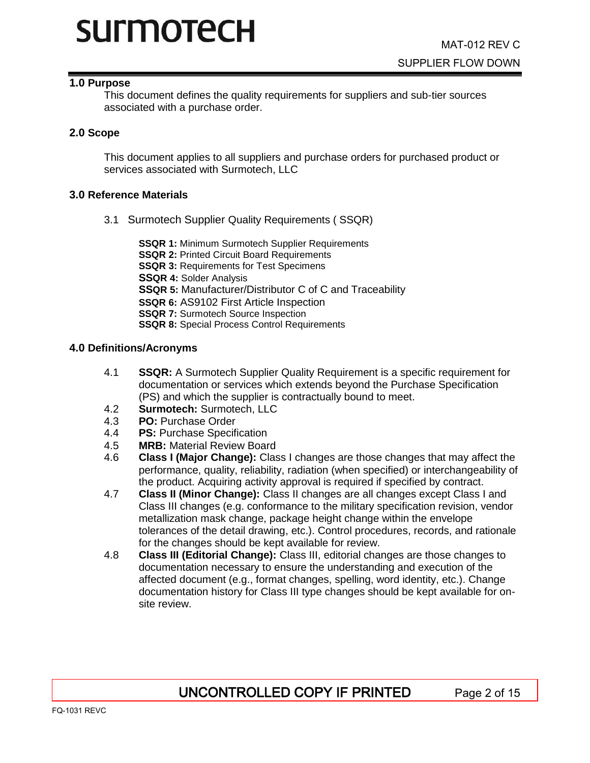## 1.0 Purpose

This document defines the quality requirements for suppliers and sub-tier sources associated with a purchase order.

## 2.0 Scope

This document applies to all suppliers and purchase orders for purchased product or services associated with Surmotech, LLC

## 3.0 Reference Materials

3.1 Surmotech Supplier Quality Requirements ( SSQR)

**SSQR 1:** Minimum Surmotech Supplier Requirements
**SSQR 2:** Printed Circuit Board Requirements
**SSQR 3:** Requirements for Test Specimens
**SSQR 4:** Solder Analysis
**SSQR 5:** Manufacturer/Distributor C of C and Traceability
**SSQR 6:** AS9102 First Article Inspection
**SSQR 7:** Surmotech Source Inspection
**SSQR 8:** Special Process Control Requirements

## 4.0 Definitions/Acronyms

4.1 **SSQR:** A Surmotech Supplier Quality Requirement is a specific requirement for documentation or services which extends beyond the Purchase Specification (PS) and which the supplier is contractually bound to meet.

4.2 **Surmotech:** Surmotech, LLC

4.3 **PO:** Purchase Order

4.4 **PS:** Purchase Specification

4.5 **MRB:** Material Review Board

4.6 **Class I (Major Change):** Class I changes are those changes that may affect the performance, quality, reliability, radiation (when specified) or interchangeability of the product. Acquiring activity approval is required if specified by contract.

4.7 **Class II (Minor Change):** Class II changes are all changes except Class I and Class III changes (e.g. conformance to the military specification revision, vendor metallization mask change, package height change within the envelope tolerances of the detail drawing, etc.). Control procedures, records, and rationale for the changes should be kept available for review.

4.8 **Class III (Editorial Change):** Class III, editorial changes are those changes to documentation necessary to ensure the understanding and execution of the affected document (e.g., format changes, spelling, word identity, etc.). Change documentation history for Class III type changes should be kept available for on-site review.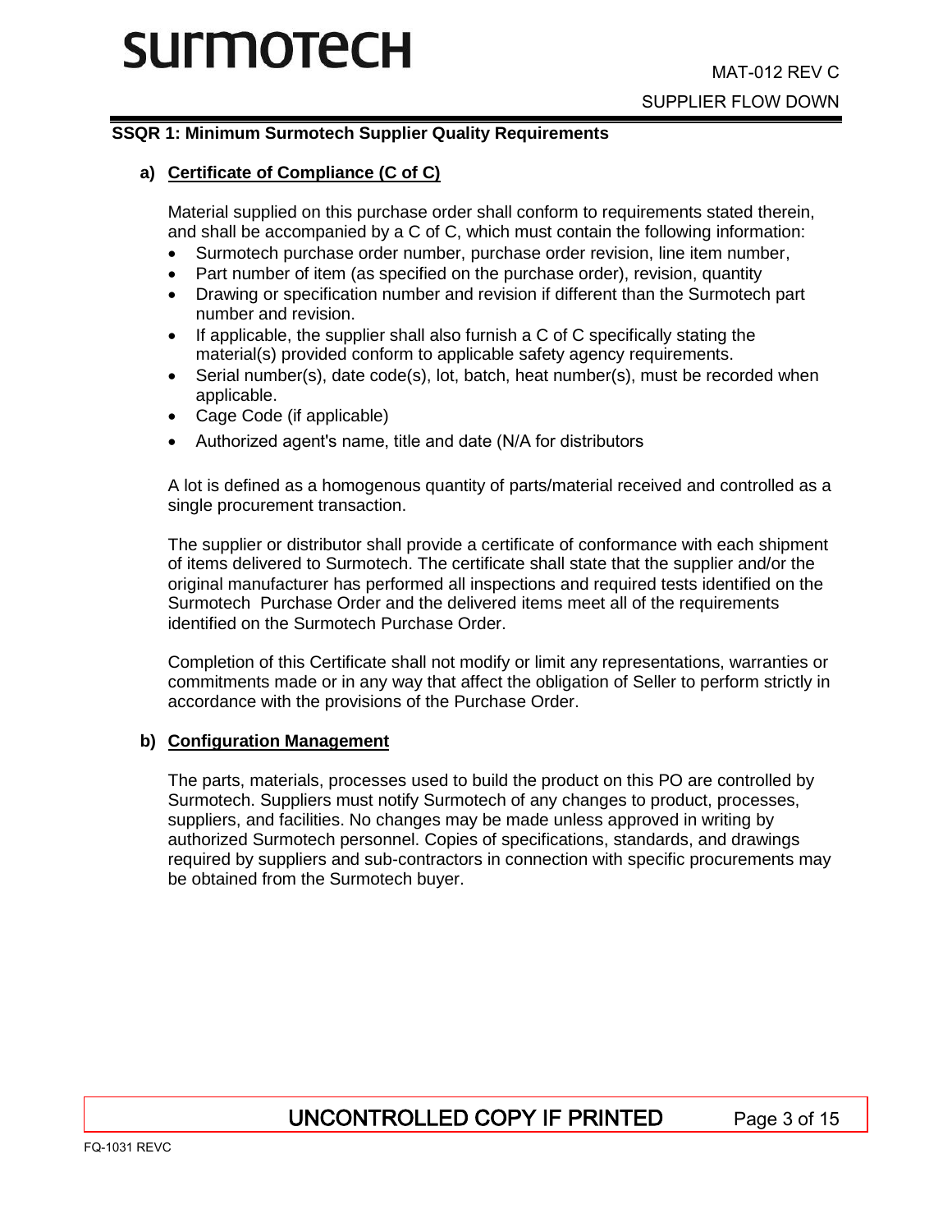## SSQR 1: Minimum Surmotech Supplier Quality Requirements

### a) Certificate of Compliance (C of C)

Material supplied on this purchase order shall conform to requirements stated therein, and shall be accompanied by a C of C, which must contain the following information:

- Surmotech purchase order number, purchase order revision, line item number,
- Part number of item (as specified on the purchase order), revision, quantity
- Drawing or specification number and revision if different than the Surmotech part number and revision.
- If applicable, the supplier shall also furnish a C of C specifically stating the material(s) provided conform to applicable safety agency requirements.
- Serial number(s), date code(s), lot, batch, heat number(s), must be recorded when applicable.
- Cage Code (if applicable)
- Authorized agent's name, title and date (N/A for distributors

A lot is defined as a homogenous quantity of parts/material received and controlled as a single procurement transaction.

The supplier or distributor shall provide a certificate of conformance with each shipment of items delivered to Surmotech. The certificate shall state that the supplier and/or the original manufacturer has performed all inspections and required tests identified on the Surmotech Purchase Order and the delivered items meet all of the requirements identified on the Surmotech Purchase Order.

Completion of this Certificate shall not modify or limit any representations, warranties or commitments made or in any way that affect the obligation of Seller to perform strictly in accordance with the provisions of the Purchase Order.

### b) Configuration Management

The parts, materials, processes used to build the product on this PO are controlled by Surmotech. Suppliers must notify Surmotech of any changes to product, processes, suppliers, and facilities. No changes may be made unless approved in writing by authorized Surmotech personnel. Copies of specifications, standards, and drawings required by suppliers and sub-contractors in connection with specific procurements may be obtained from the Surmotech buyer.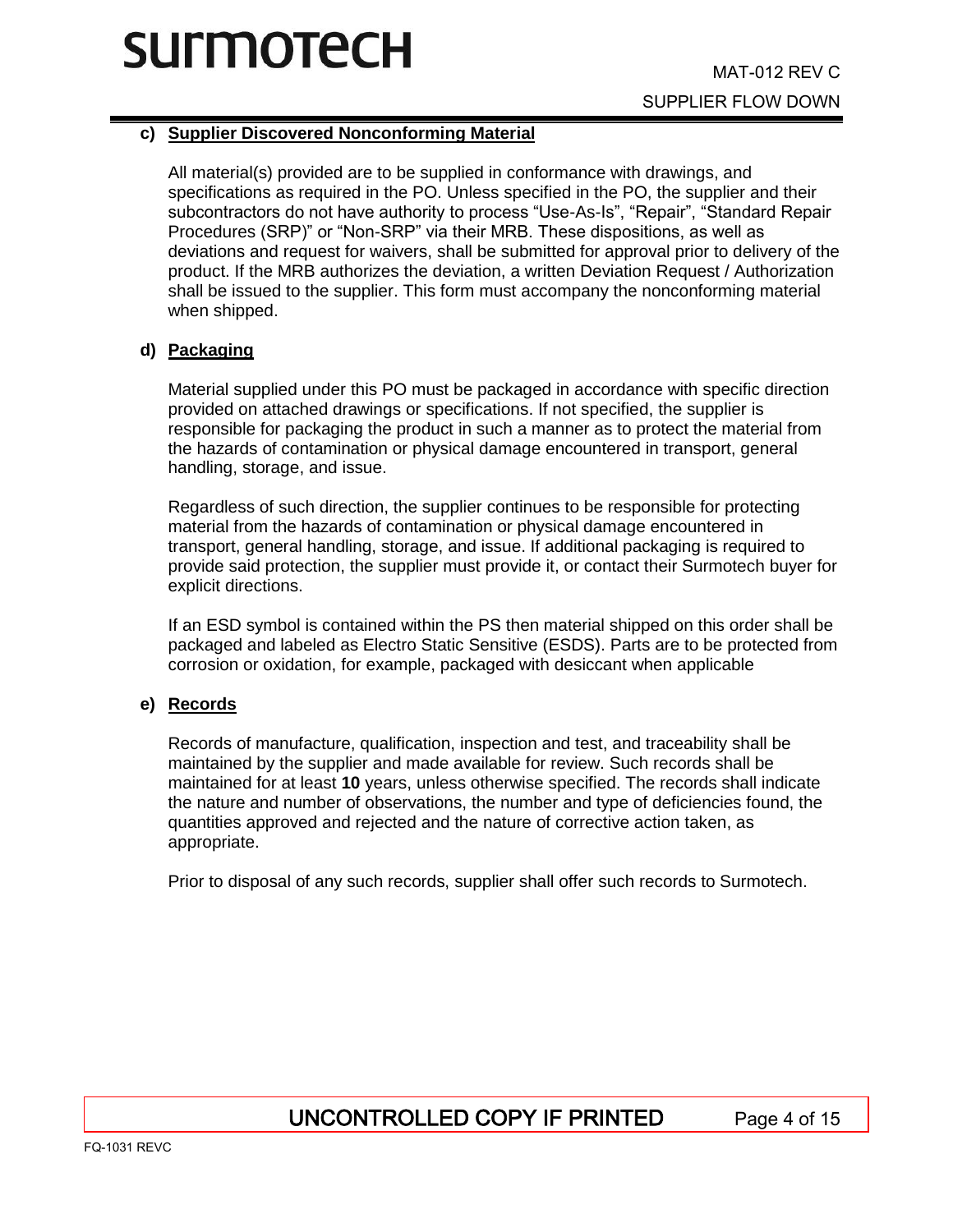**c) Supplier Discovered Nonconforming Material**

All material(s) provided are to be supplied in conformance with drawings, and specifications as required in the PO. Unless specified in the PO, the supplier and their subcontractors do not have authority to process “Use-As-Is”, “Repair”, “Standard Repair Procedures (SRP)” or “Non-SRP” via their MRB. These dispositions, as well as deviations and request for waivers, shall be submitted for approval prior to delivery of the product. If the MRB authorizes the deviation, a written Deviation Request / Authorization shall be issued to the supplier. This form must accompany the nonconforming material when shipped.

**d) Packaging**

Material supplied under this PO must be packaged in accordance with specific direction provided on attached drawings or specifications. If not specified, the supplier is responsible for packaging the product in such a manner as to protect the material from the hazards of contamination or physical damage encountered in transport, general handling, storage, and issue.

Regardless of such direction, the supplier continues to be responsible for protecting material from the hazards of contamination or physical damage encountered in transport, general handling, storage, and issue. If additional packaging is required to provide said protection, the supplier must provide it, or contact their Surmotech buyer for explicit directions.

If an ESD symbol is contained within the PS then material shipped on this order shall be packaged and labeled as Electro Static Sensitive (ESDS). Parts are to be protected from corrosion or oxidation, for example, packaged with desiccant when applicable

**e) Records**

Records of manufacture, qualification, inspection and test, and traceability shall be maintained by the supplier and made available for review. Such records shall be maintained for at least **10** years, unless otherwise specified. The records shall indicate the nature and number of observations, the number and type of deficiencies found, the quantities approved and rejected and the nature of corrective action taken, as appropriate.

Prior to disposal of any such records, supplier shall offer such records to Surmotech.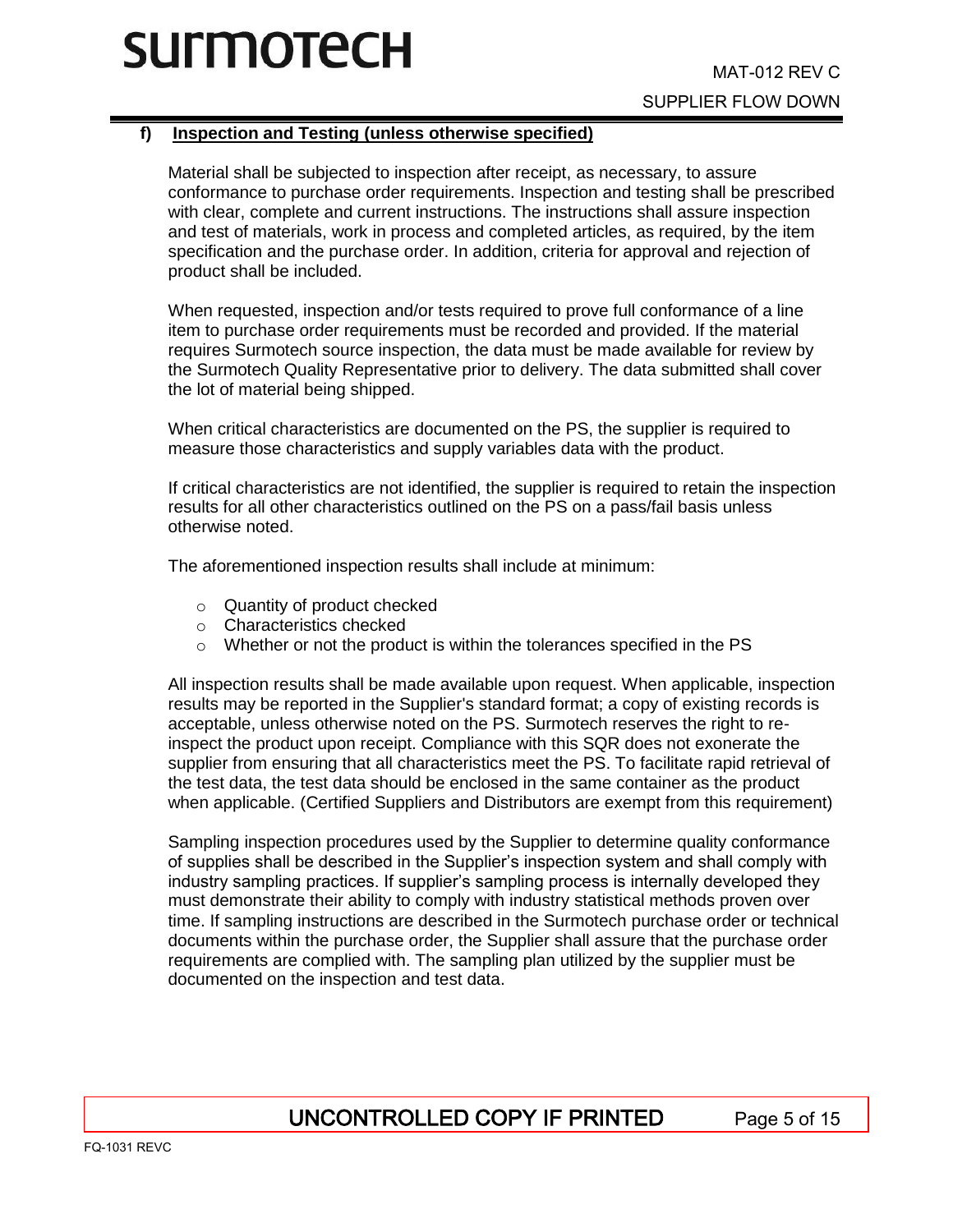### f) Inspection and Testing (unless otherwise specified)

Material shall be subjected to inspection after receipt, as necessary, to assure conformance to purchase order requirements. Inspection and testing shall be prescribed with clear, complete and current instructions. The instructions shall assure inspection and test of materials, work in process and completed articles, as required, by the item specification and the purchase order. In addition, criteria for approval and rejection of product shall be included.

When requested, inspection and/or tests required to prove full conformance of a line item to purchase order requirements must be recorded and provided. If the material requires Surmotech source inspection, the data must be made available for review by the Surmotech Quality Representative prior to delivery. The data submitted shall cover the lot of material being shipped.

When critical characteristics are documented on the PS, the supplier is required to measure those characteristics and supply variables data with the product.

If critical characteristics are not identified, the supplier is required to retain the inspection results for all other characteristics outlined on the PS on a pass/fail basis unless otherwise noted.

The aforementioned inspection results shall include at minimum:

- Quantity of product checked
- Characteristics checked
- Whether or not the product is within the tolerances specified in the PS

All inspection results shall be made available upon request. When applicable, inspection results may be reported in the Supplier's standard format; a copy of existing records is acceptable, unless otherwise noted on the PS. Surmotech reserves the right to re-inspect the product upon receipt. Compliance with this SQR does not exonerate the supplier from ensuring that all characteristics meet the PS. To facilitate rapid retrieval of the test data, the test data should be enclosed in the same container as the product when applicable. (Certified Suppliers and Distributors are exempt from this requirement)

Sampling inspection procedures used by the Supplier to determine quality conformance of supplies shall be described in the Supplier's inspection system and shall comply with industry sampling practices. If supplier's sampling process is internally developed they must demonstrate their ability to comply with industry statistical methods proven over time. If sampling instructions are described in the Surmotech purchase order or technical documents within the purchase order, the Supplier shall assure that the purchase order requirements are complied with. The sampling plan utilized by the supplier must be documented on the inspection and test data.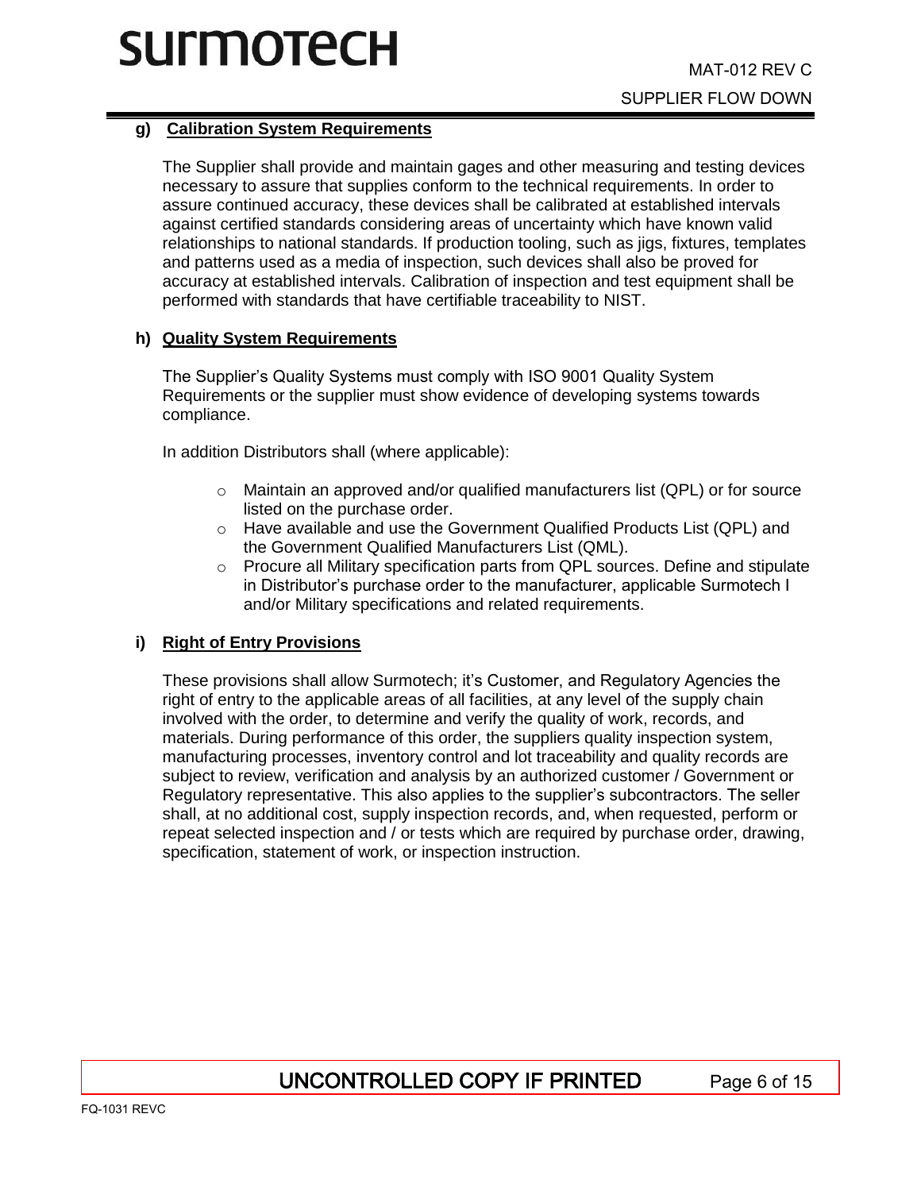### g) Calibration System Requirements

The Supplier shall provide and maintain gages and other measuring and testing devices necessary to assure that supplies conform to the technical requirements. In order to assure continued accuracy, these devices shall be calibrated at established intervals against certified standards considering areas of uncertainty which have known valid relationships to national standards. If production tooling, such as jigs, fixtures, templates and patterns used as a media of inspection, such devices shall also be proved for accuracy at established intervals. Calibration of inspection and test equipment shall be performed with standards that have certifiable traceability to NIST.

### h) Quality System Requirements

The Supplier's Quality Systems must comply with ISO 9001 Quality System Requirements or the supplier must show evidence of developing systems towards compliance.

In addition Distributors shall (where applicable):

- Maintain an approved and/or qualified manufacturers list (QPL) or for source listed on the purchase order.
- Have available and use the Government Qualified Products List (QPL) and the Government Qualified Manufacturers List (QML).
- Procure all Military specification parts from QPL sources. Define and stipulate in Distributor's purchase order to the manufacturer, applicable Surmotech I and/or Military specifications and related requirements.

### i) Right of Entry Provisions

These provisions shall allow Surmotech; it's Customer, and Regulatory Agencies the right of entry to the applicable areas of all facilities, at any level of the supply chain involved with the order, to determine and verify the quality of work, records, and materials. During performance of this order, the suppliers quality inspection system, manufacturing processes, inventory control and lot traceability and quality records are subject to review, verification and analysis by an authorized customer / Government or Regulatory representative. This also applies to the supplier's subcontractors. The seller shall, at no additional cost, supply inspection records, and, when requested, perform or repeat selected inspection and / or tests which are required by purchase order, drawing, specification, statement of work, or inspection instruction.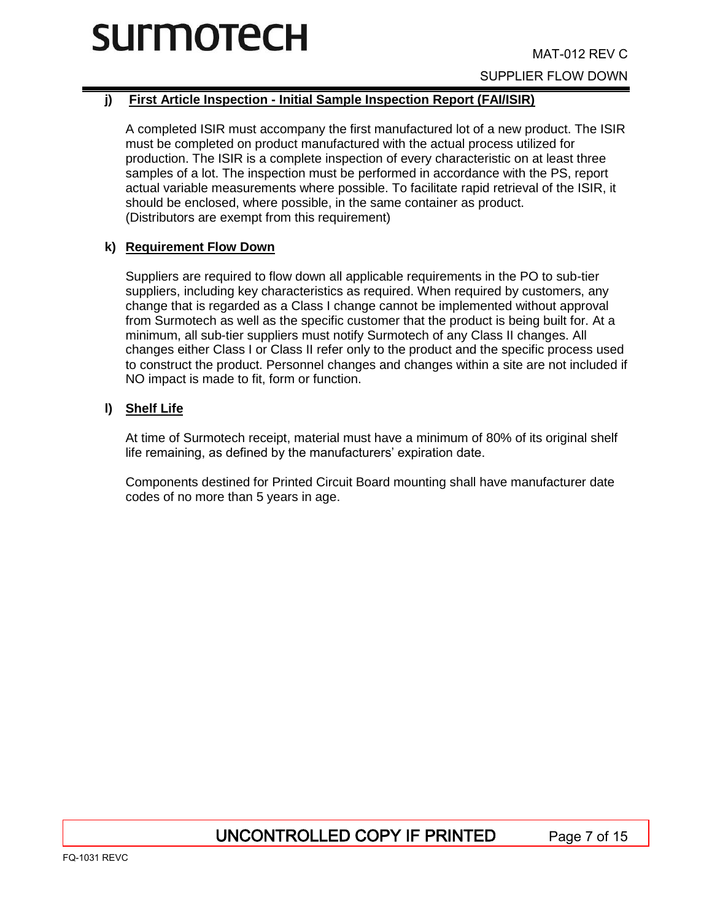**j) First Article Inspection - Initial Sample Inspection Report (FAI/ISIR)**

A completed ISIR must accompany the first manufactured lot of a new product. The ISIR must be completed on product manufactured with the actual process utilized for production. The ISIR is a complete inspection of every characteristic on at least three samples of a lot. The inspection must be performed in accordance with the PS, report actual variable measurements where possible. To facilitate rapid retrieval of the ISIR, it should be enclosed, where possible, in the same container as product. (Distributors are exempt from this requirement)

**k) Requirement Flow Down**

Suppliers are required to flow down all applicable requirements in the PO to sub-tier suppliers, including key characteristics as required. When required by customers, any change that is regarded as a Class I change cannot be implemented without approval from Surmotech as well as the specific customer that the product is being built for. At a minimum, all sub-tier suppliers must notify Surmotech of any Class II changes. All changes either Class I or Class II refer only to the product and the specific process used to construct the product. Personnel changes and changes within a site are not included if NO impact is made to fit, form or function.

**l) Shelf Life**

At time of Surmotech receipt, material must have a minimum of 80% of its original shelf life remaining, as defined by the manufacturers' expiration date.

Components destined for Printed Circuit Board mounting shall have manufacturer date codes of no more than 5 years in age.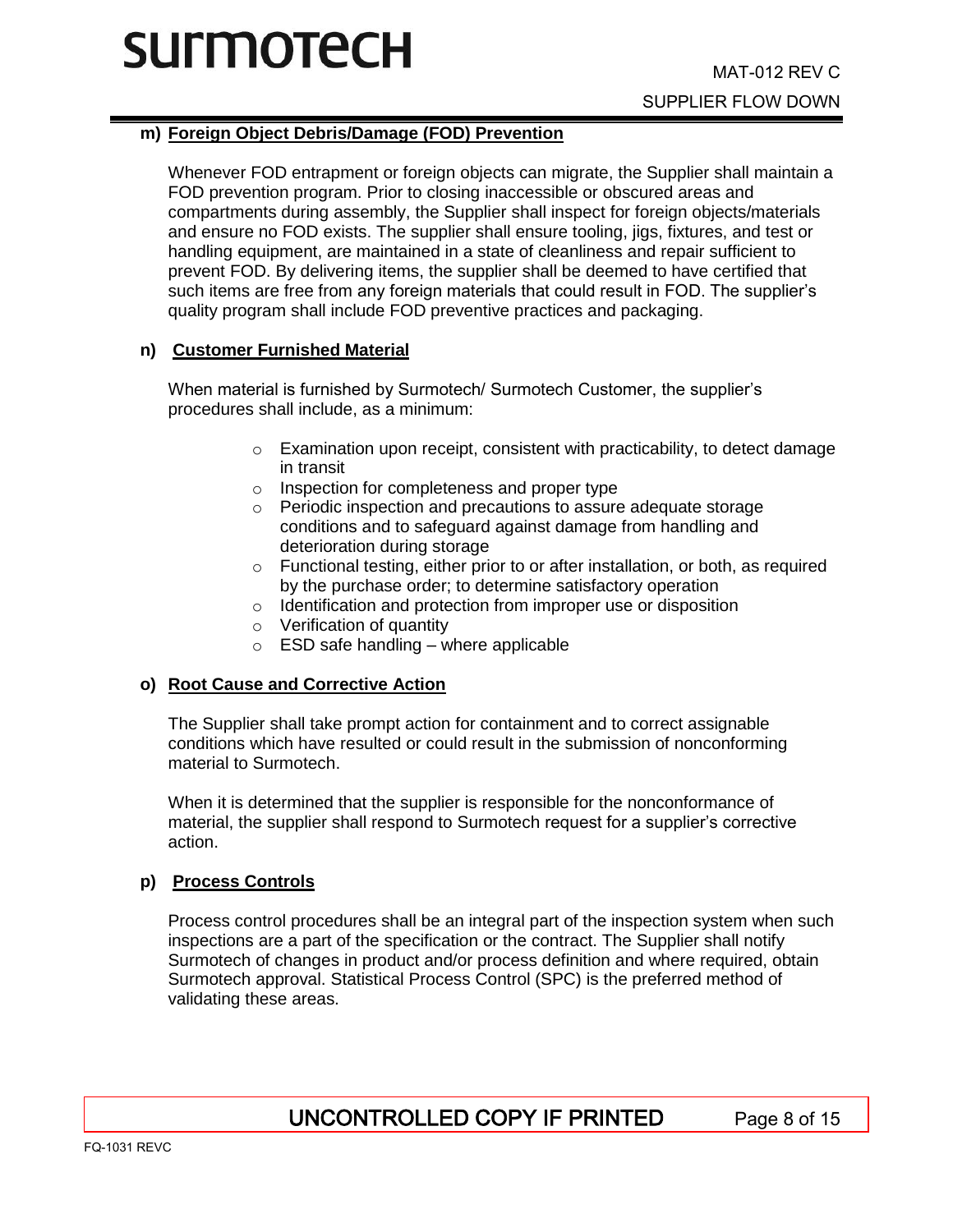**m) Foreign Object Debris/Damage (FOD) Prevention**

Whenever FOD entrapment or foreign objects can migrate, the Supplier shall maintain a FOD prevention program. Prior to closing inaccessible or obscured areas and compartments during assembly, the Supplier shall inspect for foreign objects/materials and ensure no FOD exists. The supplier shall ensure tooling, jigs, fixtures, and test or handling equipment, are maintained in a state of cleanliness and repair sufficient to prevent FOD. By delivering items, the supplier shall be deemed to have certified that such items are free from any foreign materials that could result in FOD. The supplier's quality program shall include FOD preventive practices and packaging.

**n) Customer Furnished Material**

When material is furnished by Surmotech/ Surmotech Customer, the supplier's procedures shall include, as a minimum:

- Examination upon receipt, consistent with practicability, to detect damage in transit
- Inspection for completeness and proper type
- Periodic inspection and precautions to assure adequate storage conditions and to safeguard against damage from handling and deterioration during storage
- Functional testing, either prior to or after installation, or both, as required by the purchase order; to determine satisfactory operation
- Identification and protection from improper use or disposition
- Verification of quantity
- ESD safe handling – where applicable

**o) Root Cause and Corrective Action**

The Supplier shall take prompt action for containment and to correct assignable conditions which have resulted or could result in the submission of nonconforming material to Surmotech.

When it is determined that the supplier is responsible for the nonconformance of material, the supplier shall respond to Surmotech request for a supplier's corrective action.

**p) Process Controls**

Process control procedures shall be an integral part of the inspection system when such inspections are a part of the specification or the contract. The Supplier shall notify Surmotech of changes in product and/or process definition and where required, obtain Surmotech approval. Statistical Process Control (SPC) is the preferred method of validating these areas.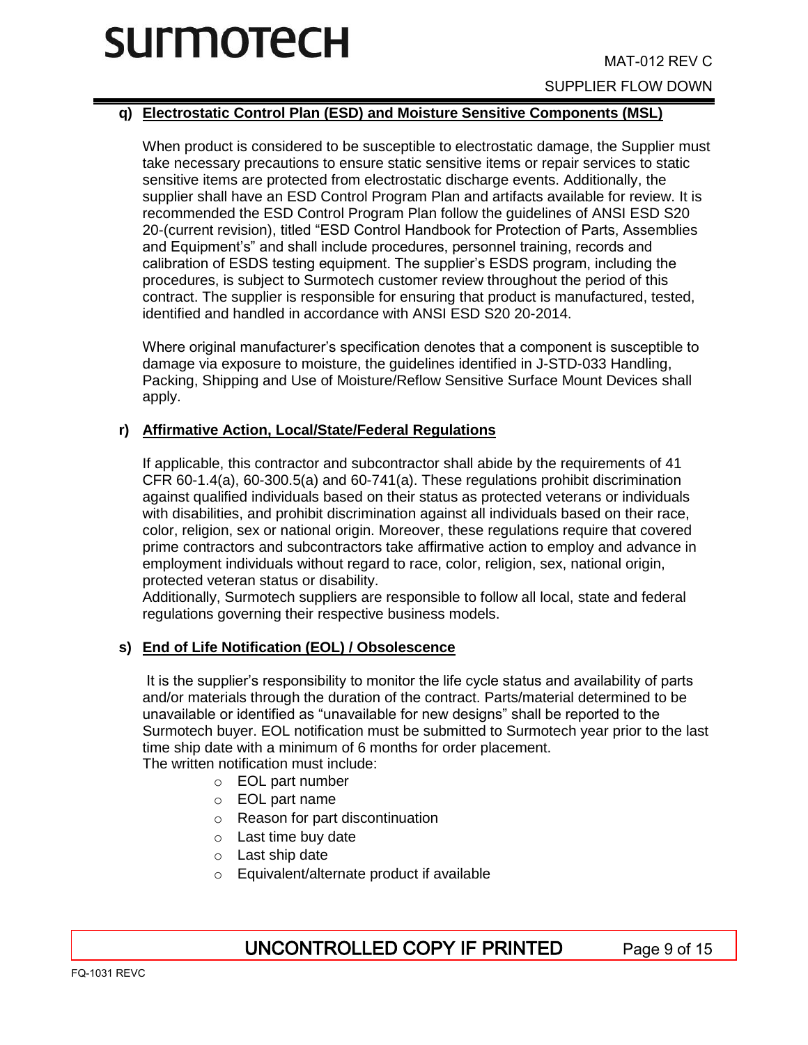## q) Electrostatic Control Plan (ESD) and Moisture Sensitive Components (MSL)

When product is considered to be susceptible to electrostatic damage, the Supplier must take necessary precautions to ensure static sensitive items or repair services to static sensitive items are protected from electrostatic discharge events. Additionally, the supplier shall have an ESD Control Program Plan and artifacts available for review. It is recommended the ESD Control Program Plan follow the guidelines of ANSI ESD S20 20-(current revision), titled "ESD Control Handbook for Protection of Parts, Assemblies and Equipment's" and shall include procedures, personnel training, records and calibration of ESDS testing equipment. The supplier's ESDS program, including the procedures, is subject to Surmotech customer review throughout the period of this contract. The supplier is responsible for ensuring that product is manufactured, tested, identified and handled in accordance with ANSI ESD S20 20-2014.

Where original manufacturer's specification denotes that a component is susceptible to damage via exposure to moisture, the guidelines identified in J-STD-033 Handling, Packing, Shipping and Use of Moisture/Reflow Sensitive Surface Mount Devices shall apply.

## r) Affirmative Action, Local/State/Federal Regulations

If applicable, this contractor and subcontractor shall abide by the requirements of 41 CFR 60-1.4(a), 60-300.5(a) and 60-741(a). These regulations prohibit discrimination against qualified individuals based on their status as protected veterans or individuals with disabilities, and prohibit discrimination against all individuals based on their race, color, religion, sex or national origin. Moreover, these regulations require that covered prime contractors and subcontractors take affirmative action to employ and advance in employment individuals without regard to race, color, religion, sex, national origin, protected veteran status or disability.
Additionally, Surmotech suppliers are responsible to follow all local, state and federal regulations governing their respective business models.

## s) End of Life Notification (EOL) / Obsolescence

It is the supplier's responsibility to monitor the life cycle status and availability of parts and/or materials through the duration of the contract. Parts/material determined to be unavailable or identified as "unavailable for new designs" shall be reported to the Surmotech buyer. EOL notification must be submitted to Surmotech year prior to the last time ship date with a minimum of 6 months for order placement.
The written notification must include:

- EOL part number
- EOL part name
- Reason for part discontinuation
- Last time buy date
- Last ship date
- Equivalent/alternate product if available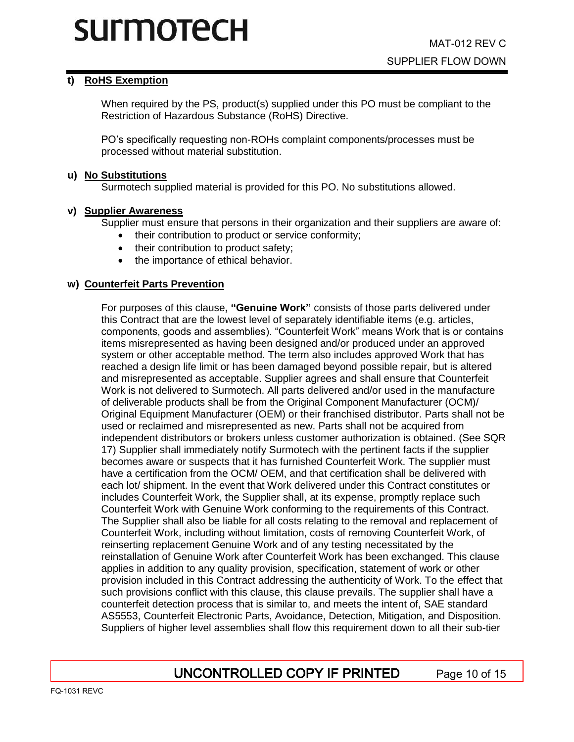**t) RoHS Exemption**

When required by the PS, product(s) supplied under this PO must be compliant to the Restriction of Hazardous Substance (RoHS) Directive.

PO's specifically requesting non-ROHs complaint components/processes must be processed without material substitution.

**u) No Substitutions**

Surmotech supplied material is provided for this PO. No substitutions allowed.

**v) Supplier Awareness**

Supplier must ensure that persons in their organization and their suppliers are aware of:

- their contribution to product or service conformity;
- their contribution to product safety;
- the importance of ethical behavior.

**w) Counterfeit Parts Prevention**

For purposes of this clause**, "Genuine Work"** consists of those parts delivered under this Contract that are the lowest level of separately identifiable items (e.g. articles, components, goods and assemblies). "Counterfeit Work" means Work that is or contains items misrepresented as having been designed and/or produced under an approved system or other acceptable method. The term also includes approved Work that has reached a design life limit or has been damaged beyond possible repair, but is altered and misrepresented as acceptable. Supplier agrees and shall ensure that Counterfeit Work is not delivered to Surmotech. All parts delivered and/or used in the manufacture of deliverable products shall be from the Original Component Manufacturer (OCM)/ Original Equipment Manufacturer (OEM) or their franchised distributor. Parts shall not be used or reclaimed and misrepresented as new. Parts shall not be acquired from independent distributors or brokers unless customer authorization is obtained. (See SQR 17) Supplier shall immediately notify Surmotech with the pertinent facts if the supplier becomes aware or suspects that it has furnished Counterfeit Work. The supplier must have a certification from the OCM/ OEM, and that certification shall be delivered with each lot/ shipment. In the event that Work delivered under this Contract constitutes or includes Counterfeit Work, the Supplier shall, at its expense, promptly replace such Counterfeit Work with Genuine Work conforming to the requirements of this Contract. The Supplier shall also be liable for all costs relating to the removal and replacement of Counterfeit Work, including without limitation, costs of removing Counterfeit Work, of reinserting replacement Genuine Work and of any testing necessitated by the reinstallation of Genuine Work after Counterfeit Work has been exchanged. This clause applies in addition to any quality provision, specification, statement of work or other provision included in this Contract addressing the authenticity of Work. To the effect that such provisions conflict with this clause, this clause prevails. The supplier shall have a counterfeit detection process that is similar to, and meets the intent of, SAE standard AS5553, Counterfeit Electronic Parts, Avoidance, Detection, Mitigation, and Disposition. Suppliers of higher level assemblies shall flow this requirement down to all their sub-tier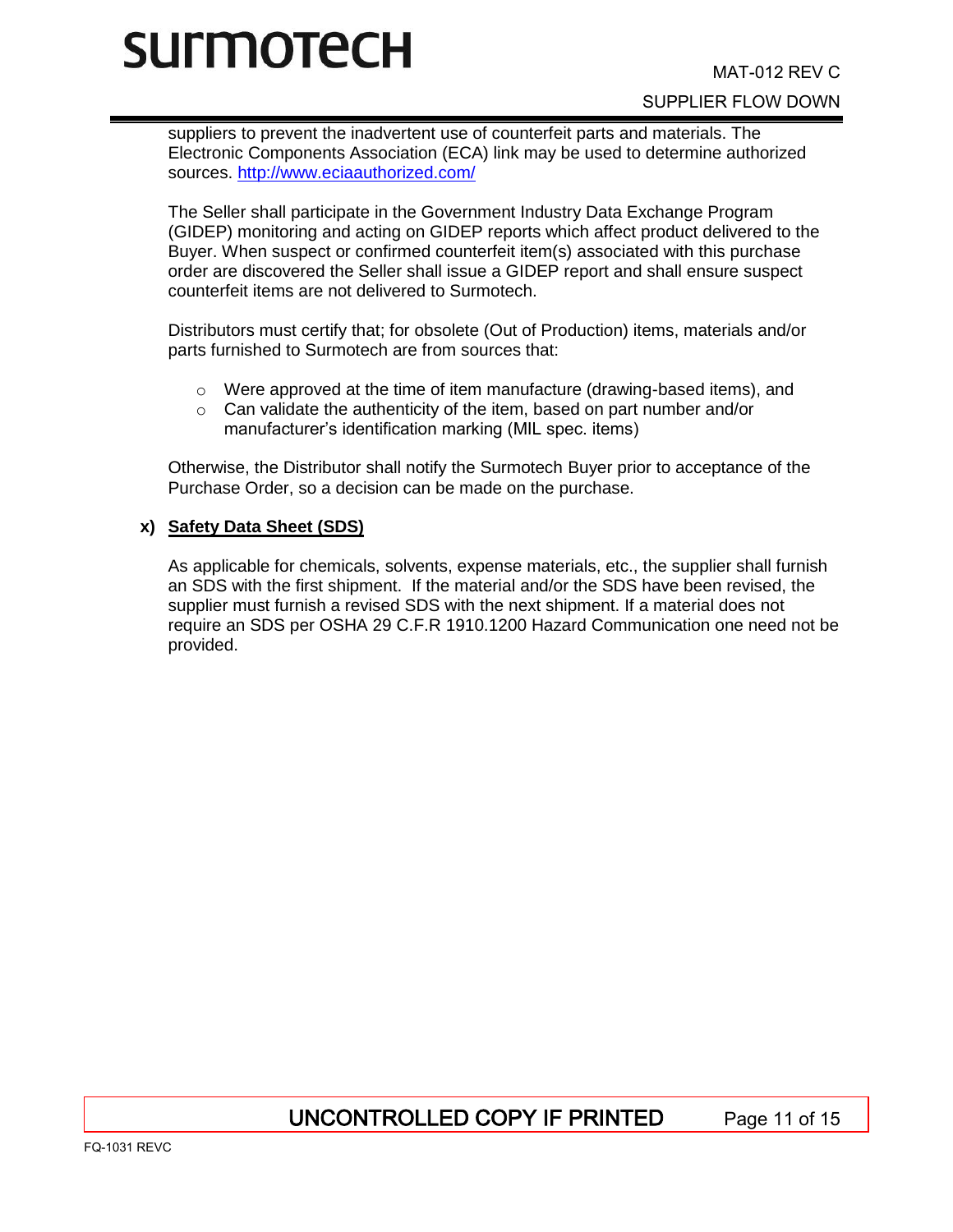suppliers to prevent the inadvertent use of counterfeit parts and materials. The Electronic Components Association (ECA) link may be used to determine authorized sources. [http://www.eciaauthorized.com/](http://www.eciaauthorized.com/)

The Seller shall participate in the Government Industry Data Exchange Program (GIDEP) monitoring and acting on GIDEP reports which affect product delivered to the Buyer. When suspect or confirmed counterfeit item(s) associated with this purchase order are discovered the Seller shall issue a GIDEP report and shall ensure suspect counterfeit items are not delivered to Surmotech.

Distributors must certify that; for obsolete (Out of Production) items, materials and/or parts furnished to Surmotech are from sources that:

- Were approved at the time of item manufacture (drawing-based items), and
- Can validate the authenticity of the item, based on part number and/or manufacturer's identification marking (MIL spec. items)

Otherwise, the Distributor shall notify the Surmotech Buyer prior to acceptance of the Purchase Order, so a decision can be made on the purchase.

**x) <u>Safety Data Sheet (SDS)</u>**

As applicable for chemicals, solvents, expense materials, etc., the supplier shall furnish an SDS with the first shipment. If the material and/or the SDS have been revised, the supplier must furnish a revised SDS with the next shipment. If a material does not require an SDS per OSHA 29 C.F.R 1910.1200 Hazard Communication one need not be provided.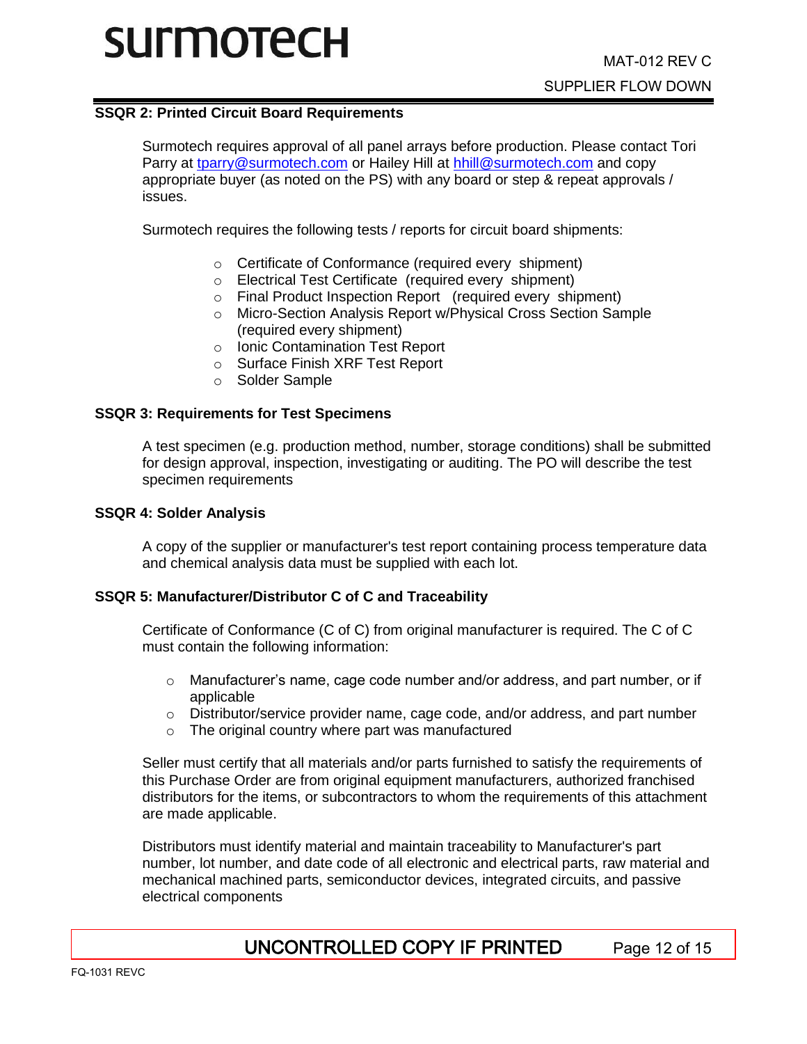### SSQR 2: Printed Circuit Board Requirements

Surmotech requires approval of all panel arrays before production. Please contact Tori Parry at tparry@surmotech.com or Hailey Hill at hhill@surmotech.com and copy appropriate buyer (as noted on the PS) with any board or step & repeat approvals / issues.

Surmotech requires the following tests / reports for circuit board shipments:

- Certificate of Conformance (required every shipment)
- Electrical Test Certificate (required every shipment)
- Final Product Inspection Report (required every shipment)
- Micro-Section Analysis Report w/Physical Cross Section Sample (required every shipment)
- Ionic Contamination Test Report
- Surface Finish XRF Test Report
- Solder Sample

### SSQR 3: Requirements for Test Specimens

A test specimen (e.g. production method, number, storage conditions) shall be submitted for design approval, inspection, investigating or auditing. The PO will describe the test specimen requirements

### SSQR 4: Solder Analysis

A copy of the supplier or manufacturer's test report containing process temperature data and chemical analysis data must be supplied with each lot.

### SSQR 5: Manufacturer/Distributor C of C and Traceability

Certificate of Conformance (C of C) from original manufacturer is required. The C of C must contain the following information:

- Manufacturer's name, cage code number and/or address, and part number, or if applicable
- Distributor/service provider name, cage code, and/or address, and part number
- The original country where part was manufactured

Seller must certify that all materials and/or parts furnished to satisfy the requirements of this Purchase Order are from original equipment manufacturers, authorized franchised distributors for the items, or subcontractors to whom the requirements of this attachment are made applicable.

Distributors must identify material and maintain traceability to Manufacturer's part number, lot number, and date code of all electronic and electrical parts, raw material and mechanical machined parts, semiconductor devices, integrated circuits, and passive electrical components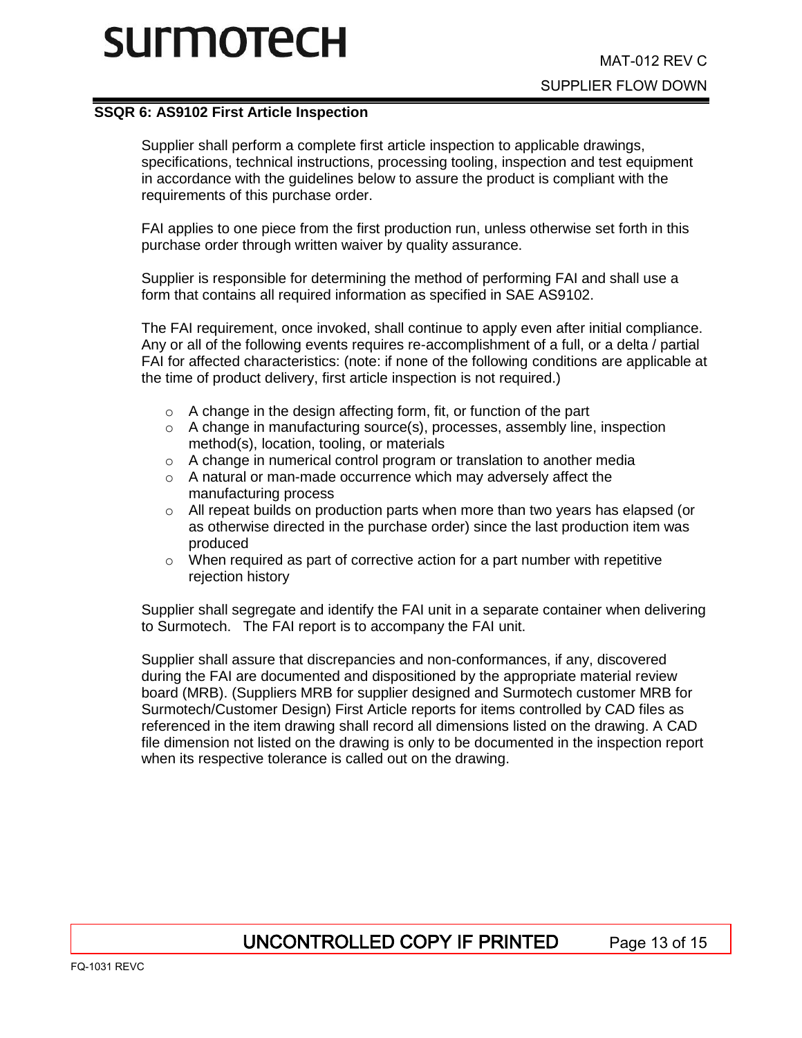## SSQR 6: AS9102 First Article Inspection

Supplier shall perform a complete first article inspection to applicable drawings, specifications, technical instructions, processing tooling, inspection and test equipment in accordance with the guidelines below to assure the product is compliant with the requirements of this purchase order.

FAI applies to one piece from the first production run, unless otherwise set forth in this purchase order through written waiver by quality assurance.

Supplier is responsible for determining the method of performing FAI and shall use a form that contains all required information as specified in SAE AS9102.

The FAI requirement, once invoked, shall continue to apply even after initial compliance. Any or all of the following events requires re-accomplishment of a full, or a delta / partial FAI for affected characteristics: (note: if none of the following conditions are applicable at the time of product delivery, first article inspection is not required.)

- A change in the design affecting form, fit, or function of the part
- A change in manufacturing source(s), processes, assembly line, inspection method(s), location, tooling, or materials
- A change in numerical control program or translation to another media
- A natural or man-made occurrence which may adversely affect the manufacturing process
- All repeat builds on production parts when more than two years has elapsed (or as otherwise directed in the purchase order) since the last production item was produced
- When required as part of corrective action for a part number with repetitive rejection history

Supplier shall segregate and identify the FAI unit in a separate container when delivering to Surmotech. The FAI report is to accompany the FAI unit.

Supplier shall assure that discrepancies and non-conformances, if any, discovered during the FAI are documented and dispositioned by the appropriate material review board (MRB). (Suppliers MRB for supplier designed and Surmotech customer MRB for Surmotech/Customer Design) First Article reports for items controlled by CAD files as referenced in the item drawing shall record all dimensions listed on the drawing. A CAD file dimension not listed on the drawing is only to be documented in the inspection report when its respective tolerance is called out on the drawing.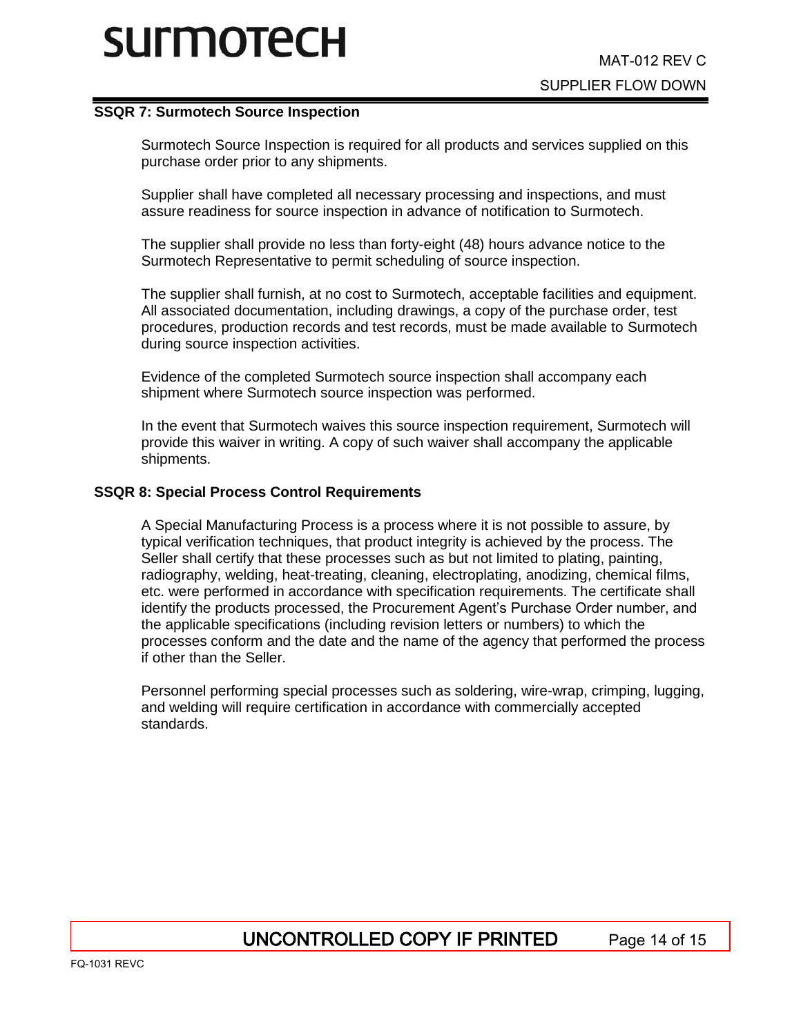## SSQR 7: Surmotech Source Inspection

Surmotech Source Inspection is required for all products and services supplied on this purchase order prior to any shipments.

Supplier shall have completed all necessary processing and inspections, and must assure readiness for source inspection in advance of notification to Surmotech.

The supplier shall provide no less than forty-eight (48) hours advance notice to the Surmotech Representative to permit scheduling of source inspection.

The supplier shall furnish, at no cost to Surmotech, acceptable facilities and equipment. All associated documentation, including drawings, a copy of the purchase order, test procedures, production records and test records, must be made available to Surmotech during source inspection activities.

Evidence of the completed Surmotech source inspection shall accompany each shipment where Surmotech source inspection was performed.

In the event that Surmotech waives this source inspection requirement, Surmotech will provide this waiver in writing. A copy of such waiver shall accompany the applicable shipments.

## SSQR 8: Special Process Control Requirements

A Special Manufacturing Process is a process where it is not possible to assure, by typical verification techniques, that product integrity is achieved by the process. The Seller shall certify that these processes such as but not limited to plating, painting, radiography, welding, heat-treating, cleaning, electroplating, anodizing, chemical films, etc. were performed in accordance with specification requirements. The certificate shall identify the products processed, the Procurement Agent's Purchase Order number, and the applicable specifications (including revision letters or numbers) to which the processes conform and the date and the name of the agency that performed the process if other than the Seller.

Personnel performing special processes such as soldering, wire-wrap, crimping, lugging, and welding will require certification in accordance with commercially accepted standards.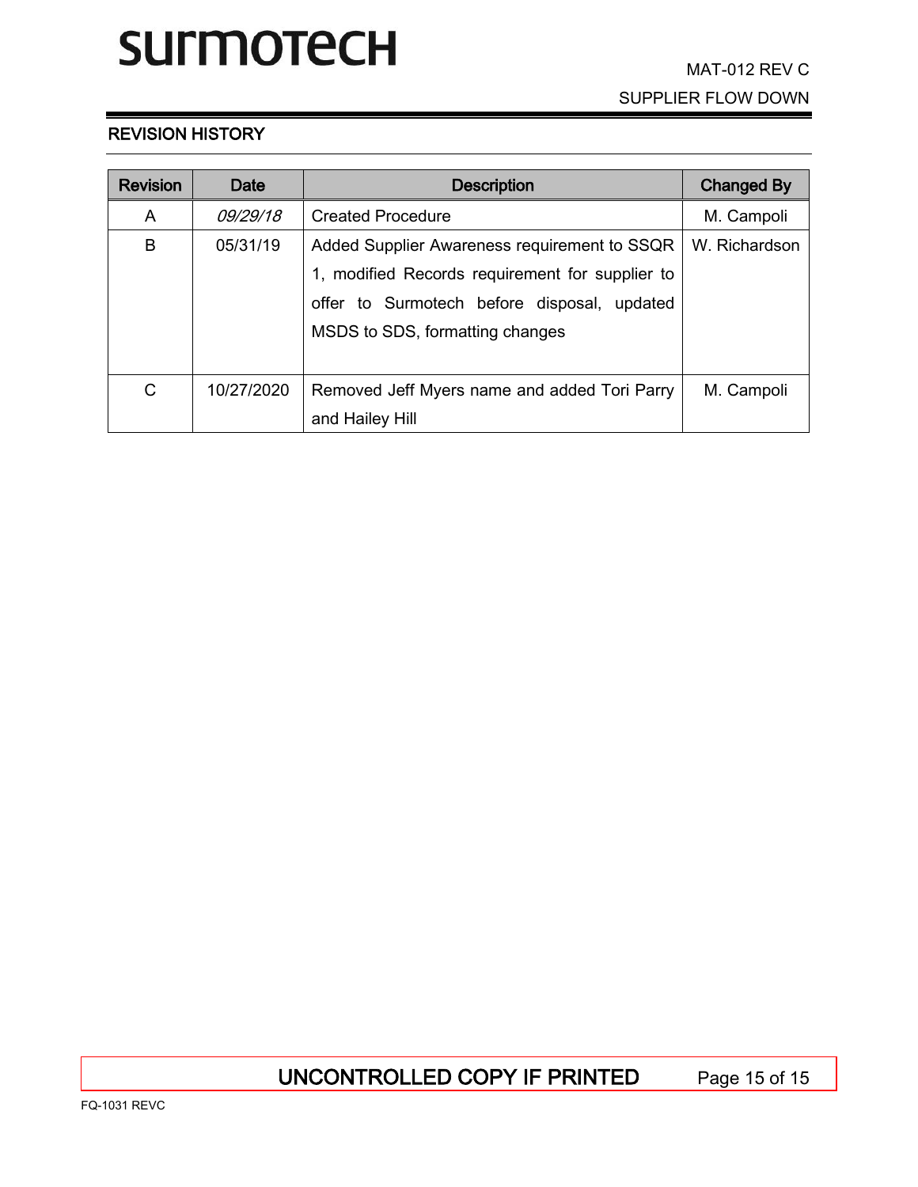## REVISION HISTORY

| Revision | Date | Description | Changed By |
|---|---|---|---|
| A | *09/29/18* | Created Procedure | M. Campoli |
| B | 05/31/19 | Added Supplier Awareness requirement to SSQR 1, modified Records requirement for supplier to offer to Surmotech before disposal, updated MSDS to SDS, formatting changes | W. Richardson |
| C | 10/27/2020 | Removed Jeff Myers name and added Tori Parry and Hailey Hill | M. Campoli |